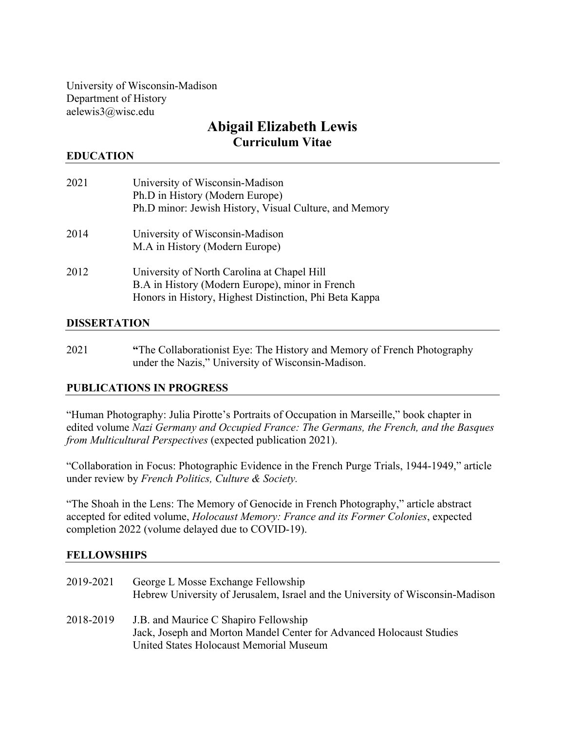University of Wisconsin-Madison
Department of History
aelewis3@wisc.edu

# Abigail Elizabeth Lewis
## Curriculum Vitae

### EDUCATION

2021 University of Wisconsin-Madison
Ph.D in History (Modern Europe)
Ph.D minor: Jewish History, Visual Culture, and Memory

2014 University of Wisconsin-Madison
M.A in History (Modern Europe)

2012 University of North Carolina at Chapel Hill
B.A in History (Modern Europe), minor in French
Honors in History, Highest Distinction, Phi Beta Kappa

### DISSERTATION

2021 **"**The Collaborationist Eye: The History and Memory of French Photography under the Nazis," University of Wisconsin-Madison.

### PUBLICATIONS IN PROGRESS

"Human Photography: Julia Pirotte's Portraits of Occupation in Marseille," book chapter in edited volume *Nazi Germany and Occupied France: The Germans, the French, and the Basques from Multicultural Perspectives* (expected publication 2021).

"Collaboration in Focus: Photographic Evidence in the French Purge Trials, 1944-1949," article under review by *French Politics, Culture & Society.*

"The Shoah in the Lens: The Memory of Genocide in French Photography," article abstract accepted for edited volume, *Holocaust Memory: France and its Former Colonies*, expected completion 2022 (volume delayed due to COVID-19).

### FELLOWSHIPS

2019-2021 George L Mosse Exchange Fellowship
Hebrew University of Jerusalem, Israel and the University of Wisconsin-Madison

2018-2019 J.B. and Maurice C Shapiro Fellowship
Jack, Joseph and Morton Mandel Center for Advanced Holocaust Studies
United States Holocaust Memorial Museum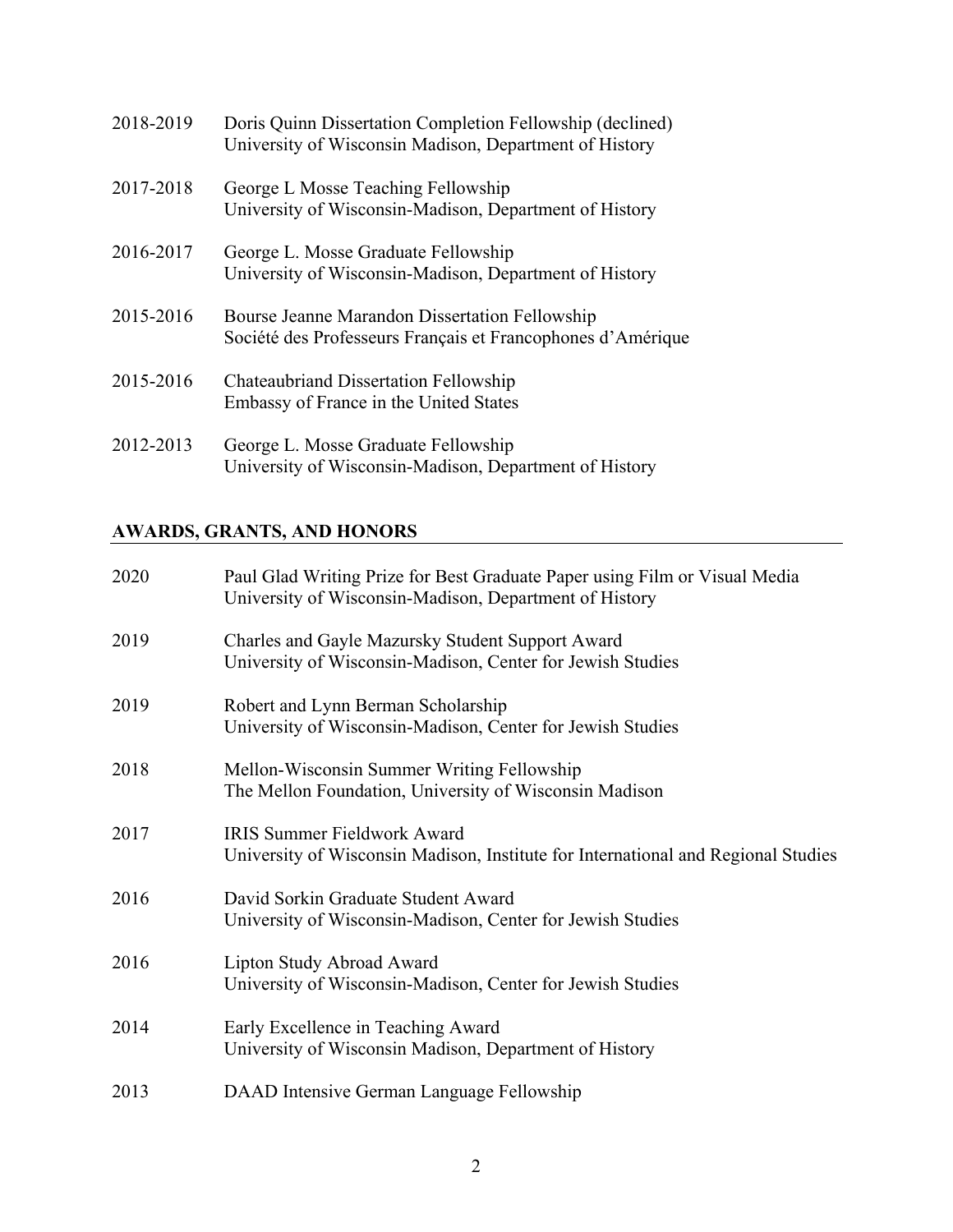2018-2019 Doris Quinn Dissertation Completion Fellowship (declined)
University of Wisconsin Madison, Department of History

2017-2018 George L Mosse Teaching Fellowship
University of Wisconsin-Madison, Department of History

2016-2017 George L. Mosse Graduate Fellowship
University of Wisconsin-Madison, Department of History

2015-2016 Bourse Jeanne Marandon Dissertation Fellowship
Société des Professeurs Français et Francophones d'Amérique

2015-2016 Chateaubriand Dissertation Fellowship
Embassy of France in the United States

2012-2013 George L. Mosse Graduate Fellowship
University of Wisconsin-Madison, Department of History

## AWARDS, GRANTS, AND HONORS

2020 Paul Glad Writing Prize for Best Graduate Paper using Film or Visual Media
University of Wisconsin-Madison, Department of History

2019 Charles and Gayle Mazursky Student Support Award
University of Wisconsin-Madison, Center for Jewish Studies

2019 Robert and Lynn Berman Scholarship
University of Wisconsin-Madison, Center for Jewish Studies

2018 Mellon-Wisconsin Summer Writing Fellowship
The Mellon Foundation, University of Wisconsin Madison

2017 IRIS Summer Fieldwork Award
University of Wisconsin Madison, Institute for International and Regional Studies

2016 David Sorkin Graduate Student Award
University of Wisconsin-Madison, Center for Jewish Studies

2016 Lipton Study Abroad Award
University of Wisconsin-Madison, Center for Jewish Studies

2014 Early Excellence in Teaching Award
University of Wisconsin Madison, Department of History

2013 DAAD Intensive German Language Fellowship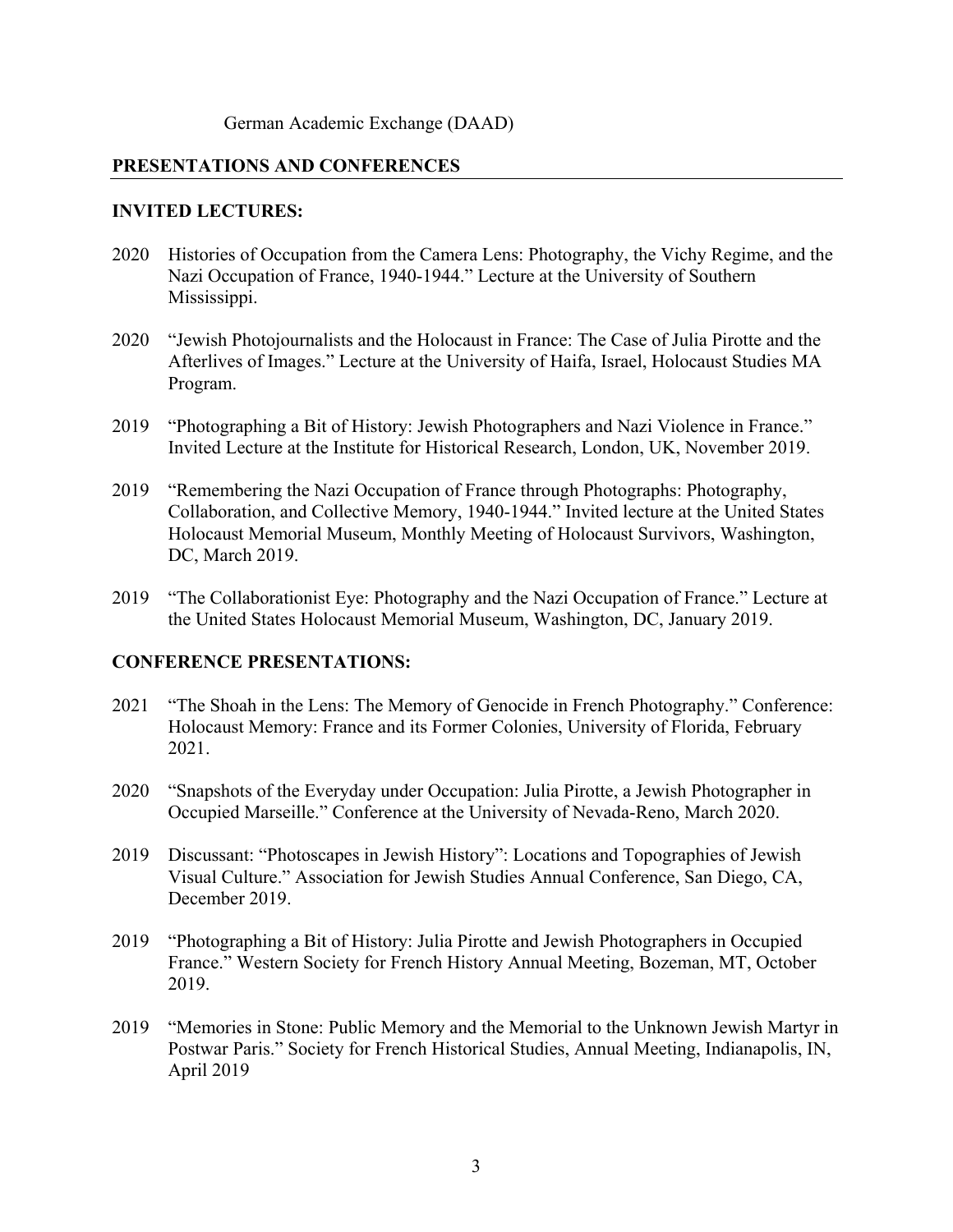German Academic Exchange (DAAD)

## PRESENTATIONS AND CONFERENCES

### INVITED LECTURES:

2020 Histories of Occupation from the Camera Lens: Photography, the Vichy Regime, and the Nazi Occupation of France, 1940-1944." Lecture at the University of Southern Mississippi.

2020 "Jewish Photojournalists and the Holocaust in France: The Case of Julia Pirotte and the Afterlives of Images." Lecture at the University of Haifa, Israel, Holocaust Studies MA Program.

2019 "Photographing a Bit of History: Jewish Photographers and Nazi Violence in France." Invited Lecture at the Institute for Historical Research, London, UK, November 2019.

2019 "Remembering the Nazi Occupation of France through Photographs: Photography, Collaboration, and Collective Memory, 1940-1944." Invited lecture at the United States Holocaust Memorial Museum, Monthly Meeting of Holocaust Survivors, Washington, DC, March 2019.

2019 "The Collaborationist Eye: Photography and the Nazi Occupation of France." Lecture at the United States Holocaust Memorial Museum, Washington, DC, January 2019.

### CONFERENCE PRESENTATIONS:

2021 "The Shoah in the Lens: The Memory of Genocide in French Photography." Conference: Holocaust Memory: France and its Former Colonies, University of Florida, February 2021.

2020 "Snapshots of the Everyday under Occupation: Julia Pirotte, a Jewish Photographer in Occupied Marseille." Conference at the University of Nevada-Reno, March 2020.

2019 Discussant: "Photoscapes in Jewish History": Locations and Topographies of Jewish Visual Culture." Association for Jewish Studies Annual Conference, San Diego, CA, December 2019.

2019 "Photographing a Bit of History: Julia Pirotte and Jewish Photographers in Occupied France." Western Society for French History Annual Meeting, Bozeman, MT, October 2019.

2019 "Memories in Stone: Public Memory and the Memorial to the Unknown Jewish Martyr in Postwar Paris." Society for French Historical Studies, Annual Meeting, Indianapolis, IN, April 2019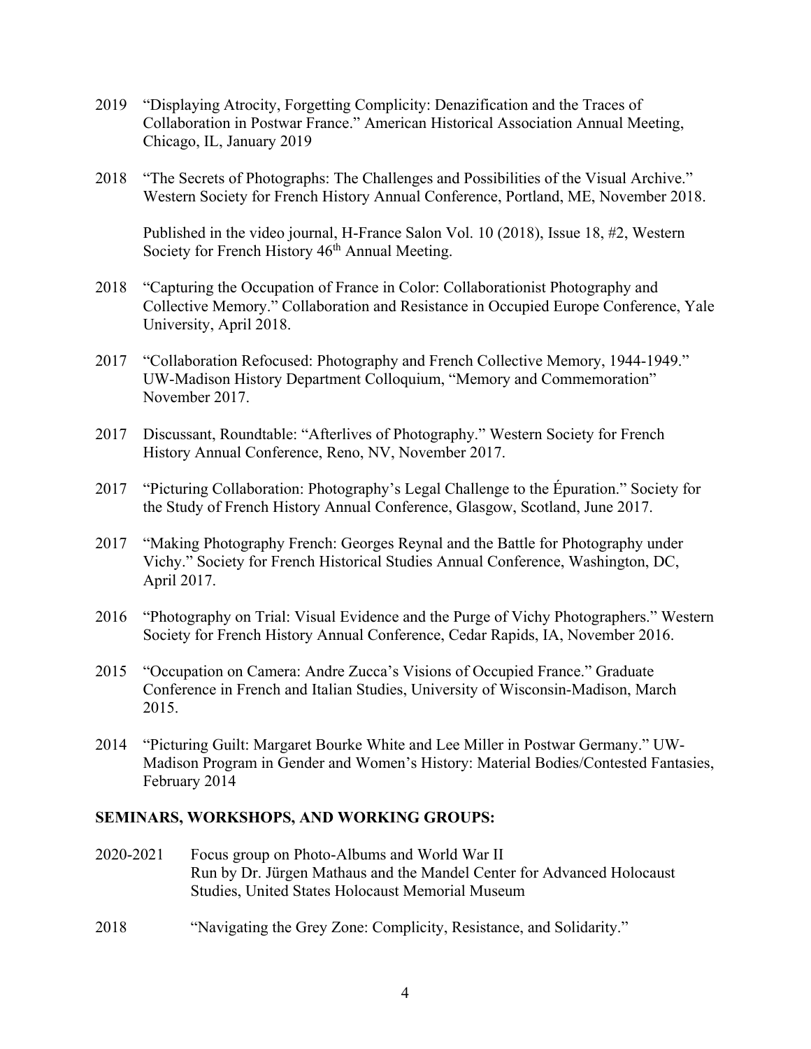2019 "Displaying Atrocity, Forgetting Complicity: Denazification and the Traces of Collaboration in Postwar France." American Historical Association Annual Meeting, Chicago, IL, January 2019

2018 "The Secrets of Photographs: The Challenges and Possibilities of the Visual Archive." Western Society for French History Annual Conference, Portland, ME, November 2018.

Published in the video journal, H-France Salon Vol. 10 (2018), Issue 18, #2, Western Society for French History 46th Annual Meeting.

2018 "Capturing the Occupation of France in Color: Collaborationist Photography and Collective Memory." Collaboration and Resistance in Occupied Europe Conference, Yale University, April 2018.

2017 "Collaboration Refocused: Photography and French Collective Memory, 1944-1949." UW-Madison History Department Colloquium, "Memory and Commemoration" November 2017.

2017 Discussant, Roundtable: "Afterlives of Photography." Western Society for French History Annual Conference, Reno, NV, November 2017.

2017 "Picturing Collaboration: Photography's Legal Challenge to the Épuration." Society for the Study of French History Annual Conference, Glasgow, Scotland, June 2017.

2017 "Making Photography French: Georges Reynal and the Battle for Photography under Vichy." Society for French Historical Studies Annual Conference, Washington, DC, April 2017.

2016 "Photography on Trial: Visual Evidence and the Purge of Vichy Photographers." Western Society for French History Annual Conference, Cedar Rapids, IA, November 2016.

2015 "Occupation on Camera: Andre Zucca's Visions of Occupied France." Graduate Conference in French and Italian Studies, University of Wisconsin-Madison, March 2015.

2014 "Picturing Guilt: Margaret Bourke White and Lee Miller in Postwar Germany." UW-Madison Program in Gender and Women's History: Material Bodies/Contested Fantasies, February 2014

**SEMINARS, WORKSHOPS, AND WORKING GROUPS:**

2020-2021 Focus group on Photo-Albums and World War II
Run by Dr. Jürgen Mathaus and the Mandel Center for Advanced Holocaust Studies, United States Holocaust Memorial Museum

2018 "Navigating the Grey Zone: Complicity, Resistance, and Solidarity."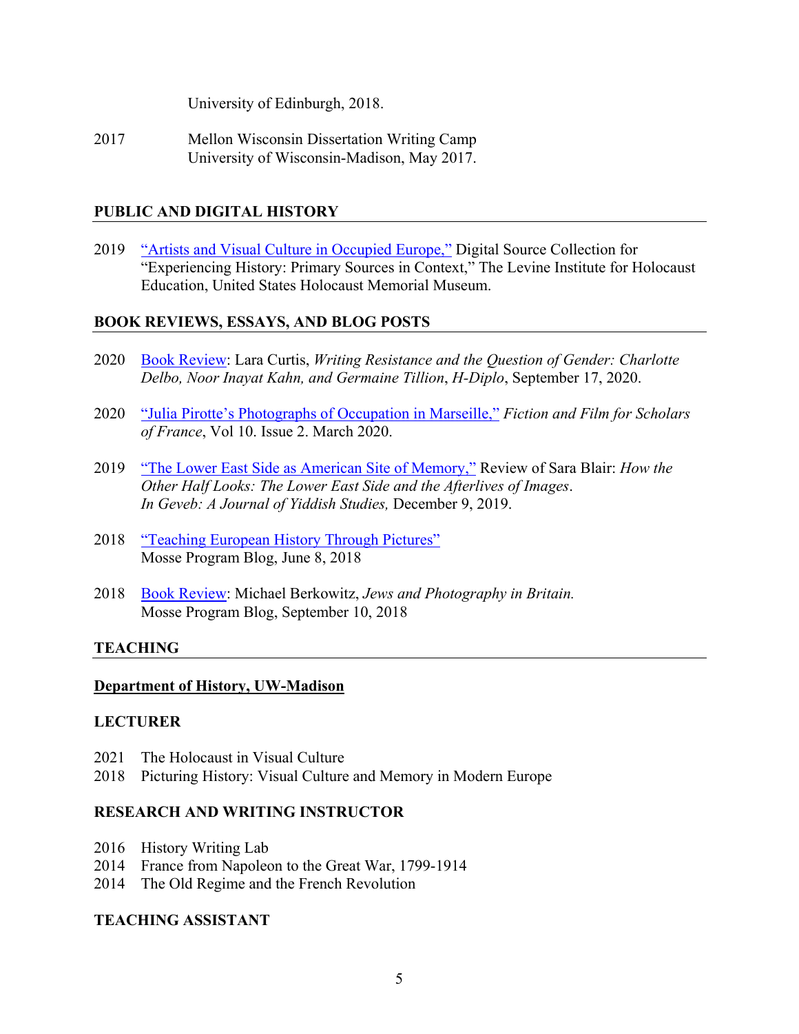University of Edinburgh, 2018.

2017 Mellon Wisconsin Dissertation Writing Camp
University of Wisconsin-Madison, May 2017.

## PUBLIC AND DIGITAL HISTORY

2019 "Artists and Visual Culture in Occupied Europe," Digital Source Collection for "Experiencing History: Primary Sources in Context," The Levine Institute for Holocaust Education, United States Holocaust Memorial Museum.

## BOOK REVIEWS, ESSAYS, AND BLOG POSTS

2020 Book Review: Lara Curtis, *Writing Resistance and the Question of Gender: Charlotte Delbo, Noor Inayat Kahn, and Germaine Tillion*, *H-Diplo*, September 17, 2020.

2020 "Julia Pirotte's Photographs of Occupation in Marseille," *Fiction and Film for Scholars of France*, Vol 10. Issue 2. March 2020.

2019 "The Lower East Side as American Site of Memory," Review of Sara Blair: *How the Other Half Looks: The Lower East Side and the Afterlives of Images*. *In Geveb: A Journal of Yiddish Studies,* December 9, 2019.

2018 "Teaching European History Through Pictures"
Mosse Program Blog, June 8, 2018

2018 Book Review: Michael Berkowitz, *Jews and Photography in Britain.*
Mosse Program Blog, September 10, 2018

## TEACHING

**Department of History, UW-Madison**

### LECTURER

2021 The Holocaust in Visual Culture
2018 Picturing History: Visual Culture and Memory in Modern Europe

### RESEARCH AND WRITING INSTRUCTOR

2016 History Writing Lab
2014 France from Napoleon to the Great War, 1799-1914
2014 The Old Regime and the French Revolution

### TEACHING ASSISTANT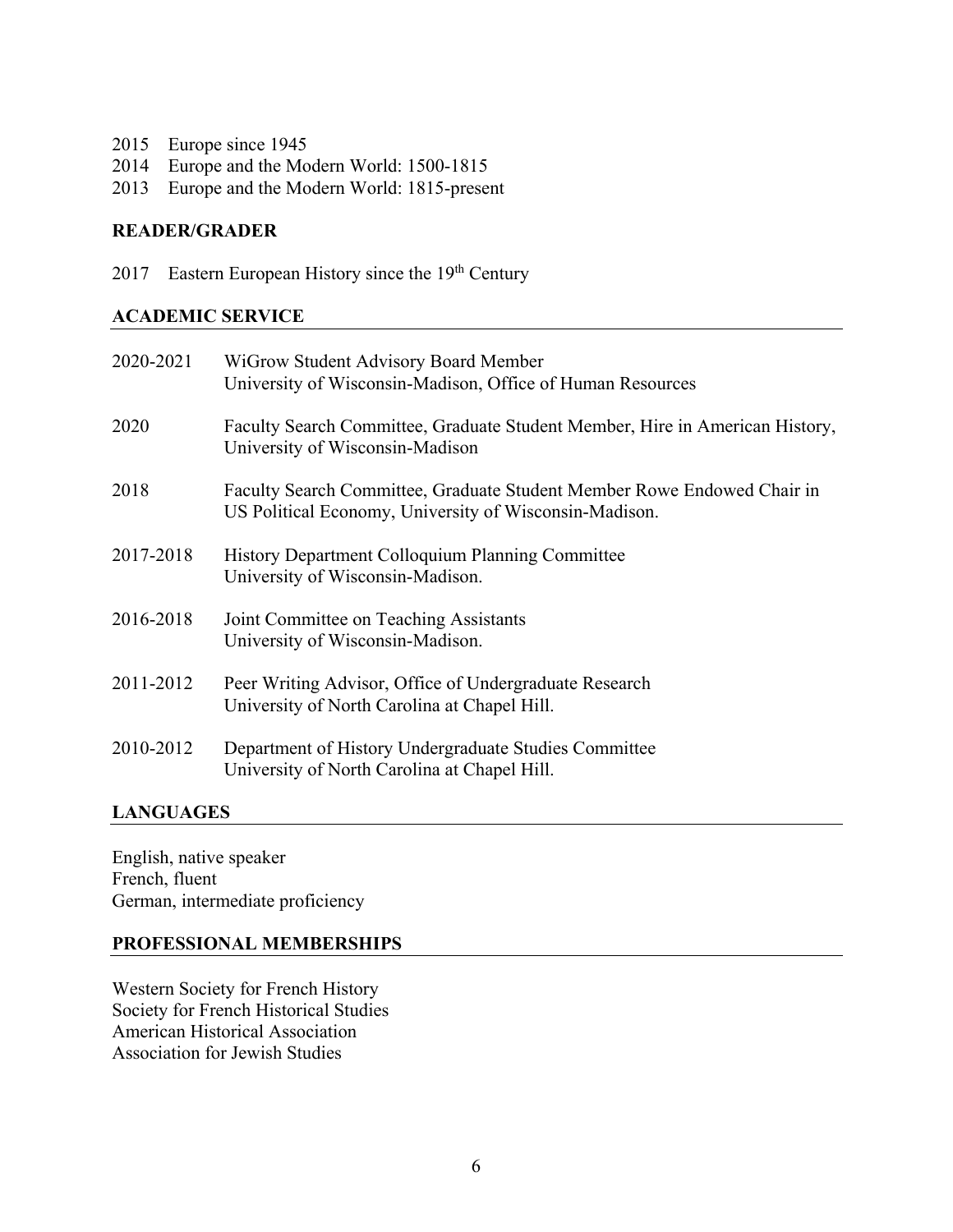2015 Europe since 1945
2014 Europe and the Modern World: 1500-1815
2013 Europe and the Modern World: 1815-present

**READER/GRADER**

2017 Eastern European History since the 19th Century

## ACADEMIC SERVICE

2020-2021 WiGrow Student Advisory Board Member
University of Wisconsin-Madison, Office of Human Resources

2020 Faculty Search Committee, Graduate Student Member, Hire in American History, University of Wisconsin-Madison

2018 Faculty Search Committee, Graduate Student Member Rowe Endowed Chair in US Political Economy, University of Wisconsin-Madison.

2017-2018 History Department Colloquium Planning Committee
University of Wisconsin-Madison.

2016-2018 Joint Committee on Teaching Assistants
University of Wisconsin-Madison.

2011-2012 Peer Writing Advisor, Office of Undergraduate Research
University of North Carolina at Chapel Hill.

2010-2012 Department of History Undergraduate Studies Committee
University of North Carolina at Chapel Hill.

## LANGUAGES

English, native speaker
French, fluent
German, intermediate proficiency

## PROFESSIONAL MEMBERSHIPS

Western Society for French History
Society for French Historical Studies
American Historical Association
Association for Jewish Studies